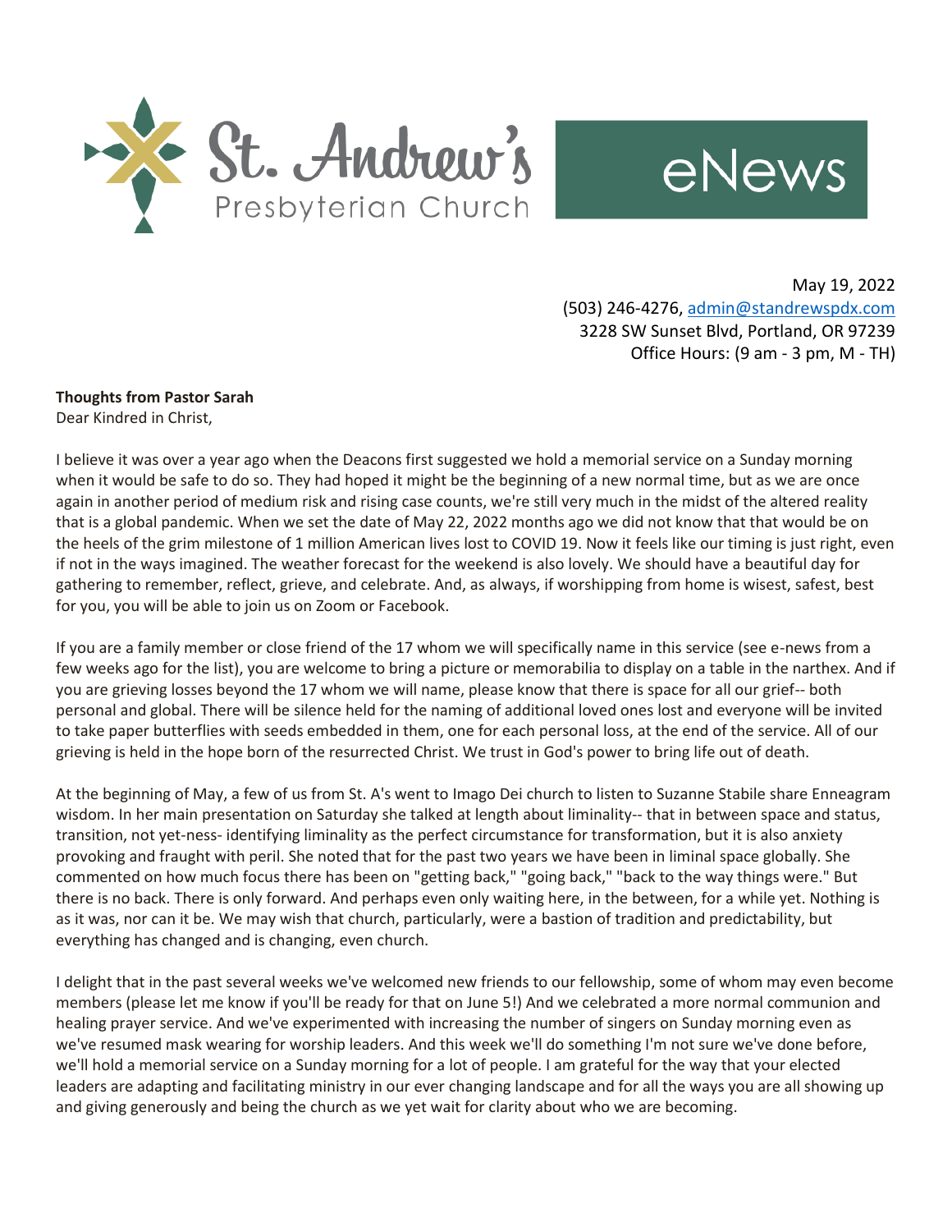# St. Andrew's Presbyterian Church eNews

May 19, 2022
(503) 246-4276, admin@standrewspdx.com
3228 SW Sunset Blvd, Portland, OR 97239
Office Hours: (9 am - 3 pm, M - TH)

**Thoughts from Pastor Sarah**

Dear Kindred in Christ,

I believe it was over a year ago when the Deacons first suggested we hold a memorial service on a Sunday morning when it would be safe to do so. They had hoped it might be the beginning of a new normal time, but as we are once again in another period of medium risk and rising case counts, we're still very much in the midst of the altered reality that is a global pandemic. When we set the date of May 22, 2022 months ago we did not know that that would be on the heels of the grim milestone of 1 million American lives lost to COVID 19. Now it feels like our timing is just right, even if not in the ways imagined. The weather forecast for the weekend is also lovely. We should have a beautiful day for gathering to remember, reflect, grieve, and celebrate. And, as always, if worshipping from home is wisest, safest, best for you, you will be able to join us on Zoom or Facebook.

If you are a family member or close friend of the 17 whom we will specifically name in this service (see e-news from a few weeks ago for the list), you are welcome to bring a picture or memorabilia to display on a table in the narthex. And if you are grieving losses beyond the 17 whom we will name, please know that there is space for all our grief-- both personal and global. There will be silence held for the naming of additional loved ones lost and everyone will be invited to take paper butterflies with seeds embedded in them, one for each personal loss, at the end of the service. All of our grieving is held in the hope born of the resurrected Christ. We trust in God's power to bring life out of death.

At the beginning of May, a few of us from St. A's went to Imago Dei church to listen to Suzanne Stabile share Enneagram wisdom. In her main presentation on Saturday she talked at length about liminality-- that in between space and status, transition, not yet-ness- identifying liminality as the perfect circumstance for transformation, but it is also anxiety provoking and fraught with peril. She noted that for the past two years we have been in liminal space globally. She commented on how much focus there has been on "getting back," "going back," "back to the way things were." But there is no back. There is only forward. And perhaps even only waiting here, in the between, for a while yet. Nothing is as it was, nor can it be. We may wish that church, particularly, were a bastion of tradition and predictability, but everything has changed and is changing, even church.

I delight that in the past several weeks we've welcomed new friends to our fellowship, some of whom may even become members (please let me know if you'll be ready for that on June 5!) And we celebrated a more normal communion and healing prayer service. And we've experimented with increasing the number of singers on Sunday morning even as we've resumed mask wearing for worship leaders. And this week we'll do something I'm not sure we've done before, we'll hold a memorial service on a Sunday morning for a lot of people. I am grateful for the way that your elected leaders are adapting and facilitating ministry in our ever changing landscape and for all the ways you are all showing up and giving generously and being the church as we yet wait for clarity about who we are becoming.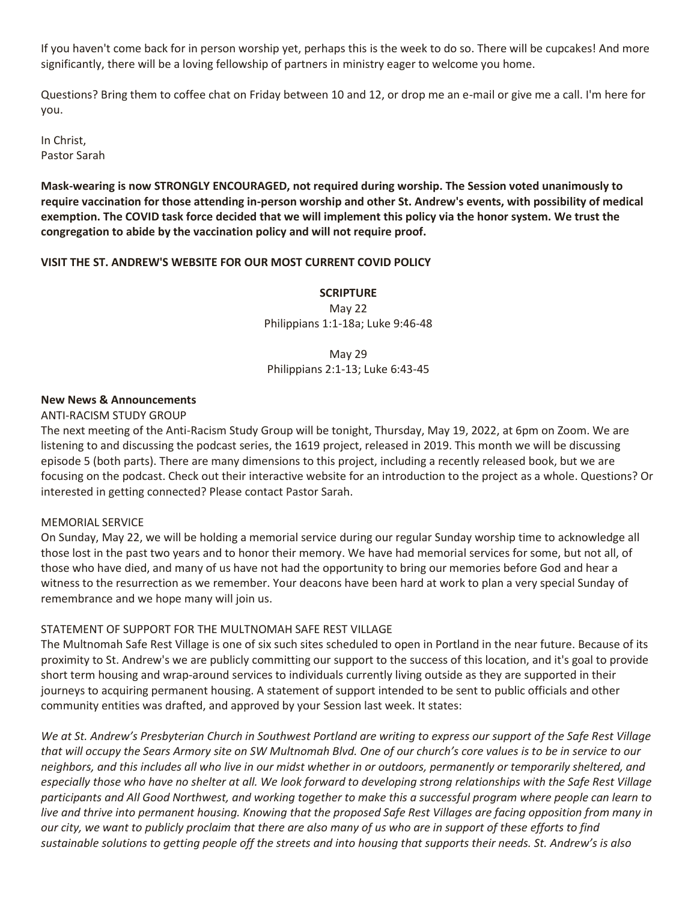If you haven't come back for in person worship yet, perhaps this is the week to do so. There will be cupcakes! And more significantly, there will be a loving fellowship of partners in ministry eager to welcome you home.

Questions? Bring them to coffee chat on Friday between 10 and 12, or drop me an e-mail or give me a call. I'm here for you.

In Christ,
Pastor Sarah

**Mask-wearing is now STRONGLY ENCOURAGED, not required during worship. The Session voted unanimously to require vaccination for those attending in-person worship and other St. Andrew's events, with possibility of medical exemption. The COVID task force decided that we will implement this policy via the honor system. We trust the congregation to abide by the vaccination policy and will not require proof.**

**VISIT THE ST. ANDREW'S WEBSITE FOR OUR MOST CURRENT COVID POLICY**

**SCRIPTURE**

May 22
Philippians 1:1-18a; Luke 9:46-48

May 29
Philippians 2:1-13; Luke 6:43-45

**New News & Announcements**

ANTI-RACISM STUDY GROUP

The next meeting of the Anti-Racism Study Group will be tonight, Thursday, May 19, 2022, at 6pm on Zoom. We are listening to and discussing the podcast series, the 1619 project, released in 2019. This month we will be discussing episode 5 (both parts). There are many dimensions to this project, including a recently released book, but we are focusing on the podcast. Check out their interactive website for an introduction to the project as a whole. Questions? Or interested in getting connected? Please contact Pastor Sarah.

MEMORIAL SERVICE

On Sunday, May 22, we will be holding a memorial service during our regular Sunday worship time to acknowledge all those lost in the past two years and to honor their memory. We have had memorial services for some, but not all, of those who have died, and many of us have not had the opportunity to bring our memories before God and hear a witness to the resurrection as we remember. Your deacons have been hard at work to plan a very special Sunday of remembrance and we hope many will join us.

STATEMENT OF SUPPORT FOR THE MULTNOMAH SAFE REST VILLAGE

The Multnomah Safe Rest Village is one of six such sites scheduled to open in Portland in the near future. Because of its proximity to St. Andrew's we are publicly committing our support to the success of this location, and it's goal to provide short term housing and wrap-around services to individuals currently living outside as they are supported in their journeys to acquiring permanent housing. A statement of support intended to be sent to public officials and other community entities was drafted, and approved by your Session last week. It states:

*We at St. Andrew's Presbyterian Church in Southwest Portland are writing to express our support of the Safe Rest Village that will occupy the Sears Armory site on SW Multnomah Blvd. One of our church's core values is to be in service to our neighbors, and this includes all who live in our midst whether in or outdoors, permanently or temporarily sheltered, and especially those who have no shelter at all. We look forward to developing strong relationships with the Safe Rest Village participants and All Good Northwest, and working together to make this a successful program where people can learn to live and thrive into permanent housing. Knowing that the proposed Safe Rest Villages are facing opposition from many in our city, we want to publicly proclaim that there are also many of us who are in support of these efforts to find sustainable solutions to getting people off the streets and into housing that supports their needs. St. Andrew's is also*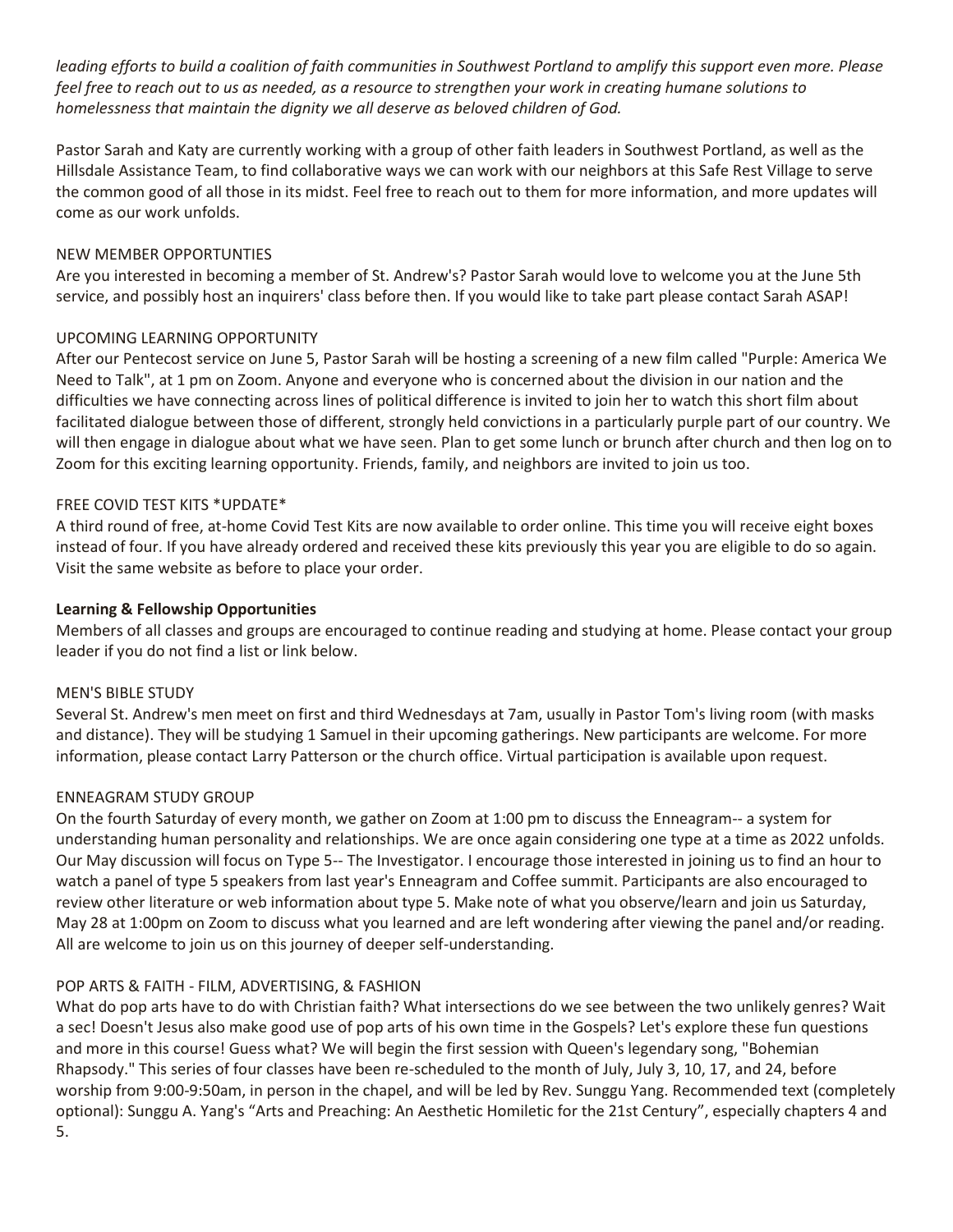*leading efforts to build a coalition of faith communities in Southwest Portland to amplify this support even more. Please feel free to reach out to us as needed, as a resource to strengthen your work in creating humane solutions to homelessness that maintain the dignity we all deserve as beloved children of God.*

Pastor Sarah and Katy are currently working with a group of other faith leaders in Southwest Portland, as well as the Hillsdale Assistance Team, to find collaborative ways we can work with our neighbors at this Safe Rest Village to serve the common good of all those in its midst. Feel free to reach out to them for more information, and more updates will come as our work unfolds.

NEW MEMBER OPPORTUNTIES

Are you interested in becoming a member of St. Andrew's? Pastor Sarah would love to welcome you at the June 5th service, and possibly host an inquirers' class before then. If you would like to take part please contact Sarah ASAP!

UPCOMING LEARNING OPPORTUNITY

After our Pentecost service on June 5, Pastor Sarah will be hosting a screening of a new film called "Purple: America We Need to Talk", at 1 pm on Zoom. Anyone and everyone who is concerned about the division in our nation and the difficulties we have connecting across lines of political difference is invited to join her to watch this short film about facilitated dialogue between those of different, strongly held convictions in a particularly purple part of our country. We will then engage in dialogue about what we have seen. Plan to get some lunch or brunch after church and then log on to Zoom for this exciting learning opportunity. Friends, family, and neighbors are invited to join us too.

FREE COVID TEST KITS *UPDATE*

A third round of free, at-home Covid Test Kits are now available to order online. This time you will receive eight boxes instead of four. If you have already ordered and received these kits previously this year you are eligible to do so again. Visit the same website as before to place your order.

**Learning & Fellowship Opportunities**

Members of all classes and groups are encouraged to continue reading and studying at home. Please contact your group leader if you do not find a list or link below.

MEN'S BIBLE STUDY

Several St. Andrew's men meet on first and third Wednesdays at 7am, usually in Pastor Tom's living room (with masks and distance). They will be studying 1 Samuel in their upcoming gatherings. New participants are welcome. For more information, please contact Larry Patterson or the church office. Virtual participation is available upon request.

ENNEAGRAM STUDY GROUP

On the fourth Saturday of every month, we gather on Zoom at 1:00 pm to discuss the Enneagram-- a system for understanding human personality and relationships. We are once again considering one type at a time as 2022 unfolds. Our May discussion will focus on Type 5-- The Investigator. I encourage those interested in joining us to find an hour to watch a panel of type 5 speakers from last year's Enneagram and Coffee summit. Participants are also encouraged to review other literature or web information about type 5. Make note of what you observe/learn and join us Saturday, May 28 at 1:00pm on Zoom to discuss what you learned and are left wondering after viewing the panel and/or reading. All are welcome to join us on this journey of deeper self-understanding.

POP ARTS & FAITH - FILM, ADVERTISING, & FASHION

What do pop arts have to do with Christian faith? What intersections do we see between the two unlikely genres? Wait a sec! Doesn't Jesus also make good use of pop arts of his own time in the Gospels? Let's explore these fun questions and more in this course! Guess what? We will begin the first session with Queen's legendary song, "Bohemian Rhapsody." This series of four classes have been re-scheduled to the month of July, July 3, 10, 17, and 24, before worship from 9:00-9:50am, in person in the chapel, and will be led by Rev. Sunggu Yang. Recommended text (completely optional): Sunggu A. Yang's "Arts and Preaching: An Aesthetic Homiletic for the 21st Century", especially chapters 4 and 5.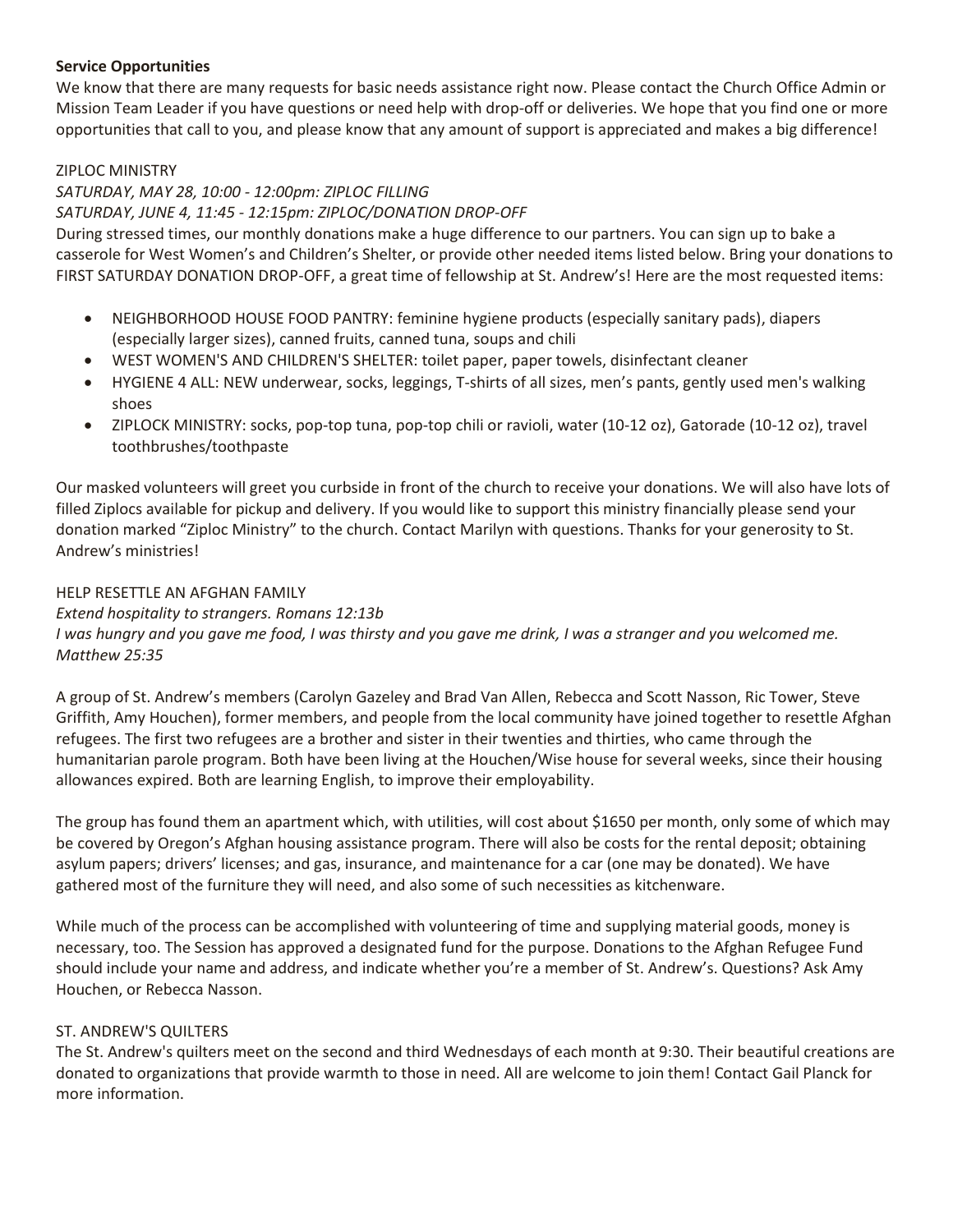**Service Opportunities**

We know that there are many requests for basic needs assistance right now. Please contact the Church Office Admin or Mission Team Leader if you have questions or need help with drop-off or deliveries. We hope that you find one or more opportunities that call to you, and please know that any amount of support is appreciated and makes a big difference!

ZIPLOC MINISTRY

*SATURDAY, MAY 28, 10:00 - 12:00pm: ZIPLOC FILLING*

*SATURDAY, JUNE 4, 11:45 - 12:15pm: ZIPLOC/DONATION DROP-OFF*

During stressed times, our monthly donations make a huge difference to our partners. You can sign up to bake a casserole for West Women's and Children's Shelter, or provide other needed items listed below. Bring your donations to FIRST SATURDAY DONATION DROP-OFF, a great time of fellowship at St. Andrew's! Here are the most requested items:

- NEIGHBORHOOD HOUSE FOOD PANTRY: feminine hygiene products (especially sanitary pads), diapers (especially larger sizes), canned fruits, canned tuna, soups and chili
- WEST WOMEN'S AND CHILDREN'S SHELTER: toilet paper, paper towels, disinfectant cleaner
- HYGIENE 4 ALL: NEW underwear, socks, leggings, T-shirts of all sizes, men's pants, gently used men's walking shoes
- ZIPLOCK MINISTRY: socks, pop-top tuna, pop-top chili or ravioli, water (10-12 oz), Gatorade (10-12 oz), travel toothbrushes/toothpaste

Our masked volunteers will greet you curbside in front of the church to receive your donations. We will also have lots of filled Ziplocs available for pickup and delivery. If you would like to support this ministry financially please send your donation marked "Ziploc Ministry" to the church. Contact Marilyn with questions. Thanks for your generosity to St. Andrew's ministries!

HELP RESETTLE AN AFGHAN FAMILY

*Extend hospitality to strangers. Romans 12:13b*

*I was hungry and you gave me food, I was thirsty and you gave me drink, I was a stranger and you welcomed me. Matthew 25:35*

A group of St. Andrew's members (Carolyn Gazeley and Brad Van Allen, Rebecca and Scott Nasson, Ric Tower, Steve Griffith, Amy Houchen), former members, and people from the local community have joined together to resettle Afghan refugees. The first two refugees are a brother and sister in their twenties and thirties, who came through the humanitarian parole program. Both have been living at the Houchen/Wise house for several weeks, since their housing allowances expired. Both are learning English, to improve their employability.

The group has found them an apartment which, with utilities, will cost about $1650 per month, only some of which may be covered by Oregon's Afghan housing assistance program. There will also be costs for the rental deposit; obtaining asylum papers; drivers' licenses; and gas, insurance, and maintenance for a car (one may be donated). We have gathered most of the furniture they will need, and also some of such necessities as kitchenware.

While much of the process can be accomplished with volunteering of time and supplying material goods, money is necessary, too. The Session has approved a designated fund for the purpose. Donations to the Afghan Refugee Fund should include your name and address, and indicate whether you're a member of St. Andrew's. Questions? Ask Amy Houchen, or Rebecca Nasson.

ST. ANDREW'S QUILTERS

The St. Andrew's quilters meet on the second and third Wednesdays of each month at 9:30. Their beautiful creations are donated to organizations that provide warmth to those in need. All are welcome to join them! Contact Gail Planck for more information.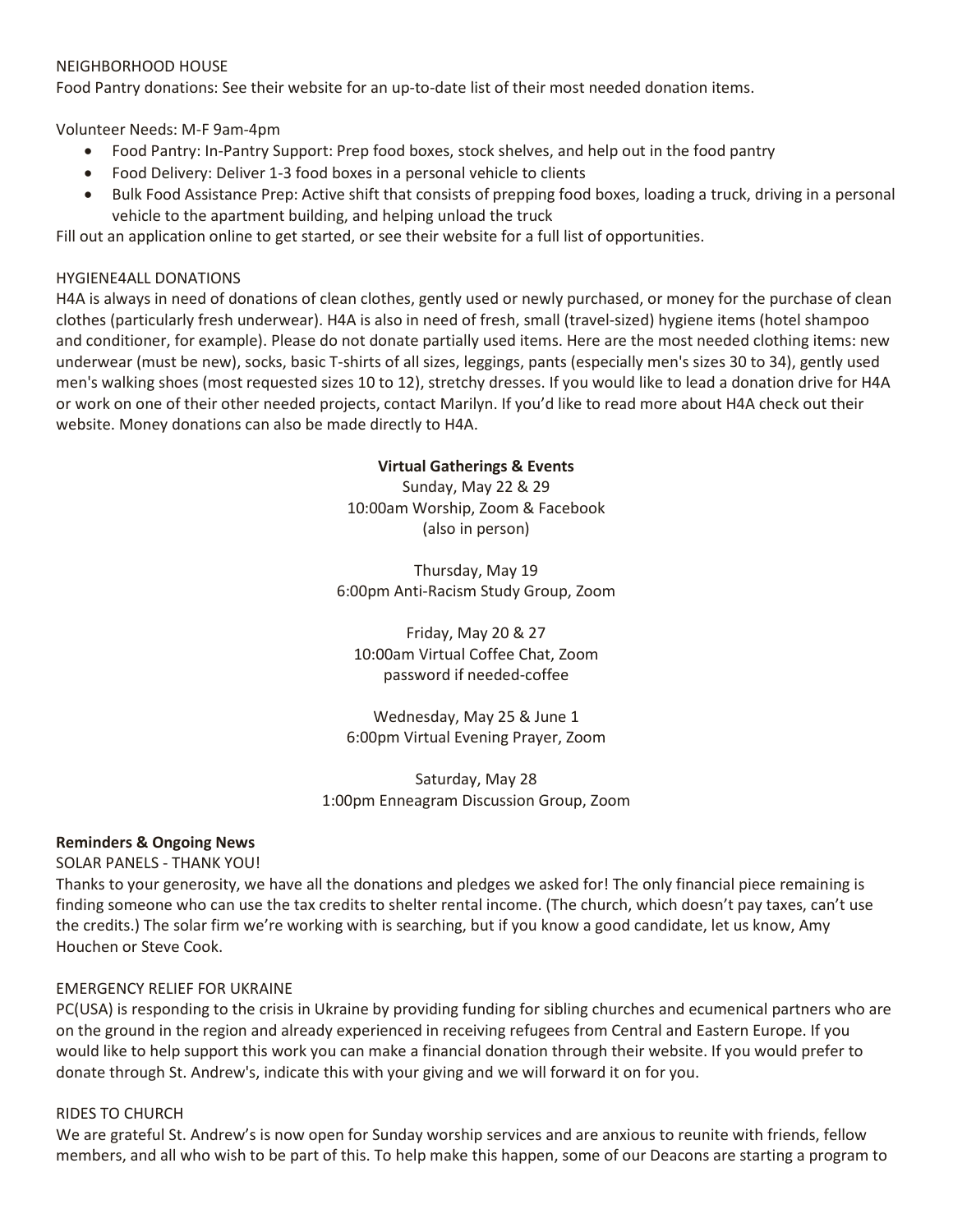NEIGHBORHOOD HOUSE

Food Pantry donations: See their website for an up-to-date list of their most needed donation items.

Volunteer Needs: M-F 9am-4pm

- Food Pantry: In-Pantry Support: Prep food boxes, stock shelves, and help out in the food pantry
- Food Delivery: Deliver 1-3 food boxes in a personal vehicle to clients
- Bulk Food Assistance Prep: Active shift that consists of prepping food boxes, loading a truck, driving in a personal vehicle to the apartment building, and helping unload the truck

Fill out an application online to get started, or see their website for a full list of opportunities.

HYGIENE4ALL DONATIONS

H4A is always in need of donations of clean clothes, gently used or newly purchased, or money for the purchase of clean clothes (particularly fresh underwear). H4A is also in need of fresh, small (travel-sized) hygiene items (hotel shampoo and conditioner, for example). Please do not donate partially used items. Here are the most needed clothing items: new underwear (must be new), socks, basic T-shirts of all sizes, leggings, pants (especially men's sizes 30 to 34), gently used men's walking shoes (most requested sizes 10 to 12), stretchy dresses. If you would like to lead a donation drive for H4A or work on one of their other needed projects, contact Marilyn. If you'd like to read more about H4A check out their website. Money donations can also be made directly to H4A.

**Virtual Gatherings & Events**

Sunday, May 22 & 29
10:00am Worship, Zoom & Facebook
(also in person)

Thursday, May 19
6:00pm Anti-Racism Study Group, Zoom

Friday, May 20 & 27
10:00am Virtual Coffee Chat, Zoom
password if needed-coffee

Wednesday, May 25 & June 1
6:00pm Virtual Evening Prayer, Zoom

Saturday, May 28
1:00pm Enneagram Discussion Group, Zoom

**Reminders & Ongoing News**

SOLAR PANELS - THANK YOU!

Thanks to your generosity, we have all the donations and pledges we asked for! The only financial piece remaining is finding someone who can use the tax credits to shelter rental income. (The church, which doesn't pay taxes, can't use the credits.) The solar firm we're working with is searching, but if you know a good candidate, let us know, Amy Houchen or Steve Cook.

EMERGENCY RELIEF FOR UKRAINE

PC(USA) is responding to the crisis in Ukraine by providing funding for sibling churches and ecumenical partners who are on the ground in the region and already experienced in receiving refugees from Central and Eastern Europe. If you would like to help support this work you can make a financial donation through their website. If you would prefer to donate through St. Andrew's, indicate this with your giving and we will forward it on for you.

RIDES TO CHURCH

We are grateful St. Andrew's is now open for Sunday worship services and are anxious to reunite with friends, fellow members, and all who wish to be part of this. To help make this happen, some of our Deacons are starting a program to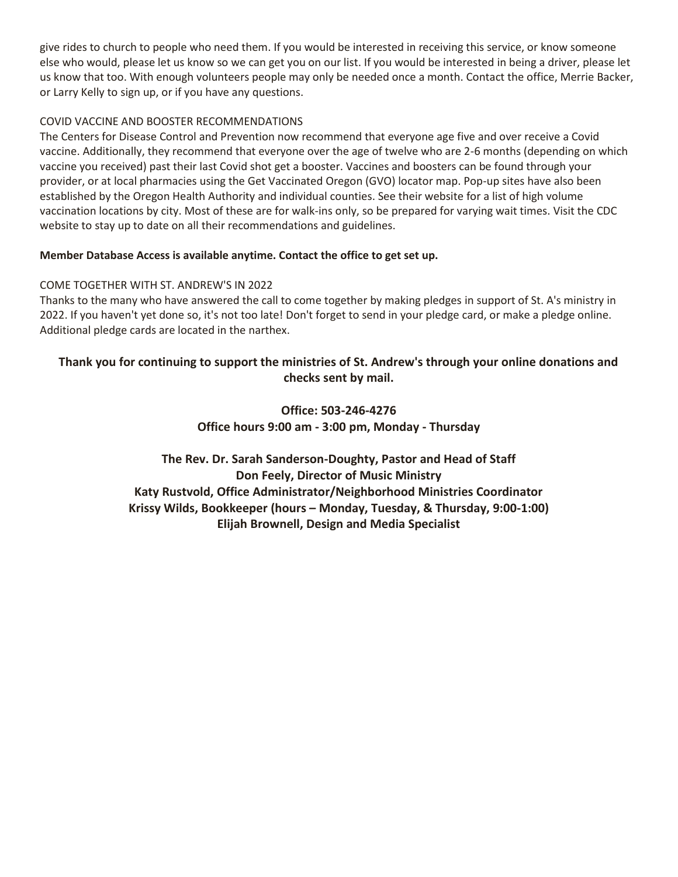give rides to church to people who need them. If you would be interested in receiving this service, or know someone else who would, please let us know so we can get you on our list. If you would be interested in being a driver, please let us know that too. With enough volunteers people may only be needed once a month. Contact the office, Merrie Backer, or Larry Kelly to sign up, or if you have any questions.

COVID VACCINE AND BOOSTER RECOMMENDATIONS

The Centers for Disease Control and Prevention now recommend that everyone age five and over receive a Covid vaccine. Additionally, they recommend that everyone over the age of twelve who are 2-6 months (depending on which vaccine you received) past their last Covid shot get a booster. Vaccines and boosters can be found through your provider, or at local pharmacies using the Get Vaccinated Oregon (GVO) locator map. Pop-up sites have also been established by the Oregon Health Authority and individual counties. See their website for a list of high volume vaccination locations by city. Most of these are for walk-ins only, so be prepared for varying wait times. Visit the CDC website to stay up to date on all their recommendations and guidelines.

**Member Database Access is available anytime. Contact the office to get set up.**

COME TOGETHER WITH ST. ANDREW'S IN 2022

Thanks to the many who have answered the call to come together by making pledges in support of St. A's ministry in 2022. If you haven't yet done so, it's not too late! Don't forget to send in your pledge card, or make a pledge online. Additional pledge cards are located in the narthex.

**Thank you for continuing to support the ministries of St. Andrew's through your online donations and checks sent by mail.**

**Office: 503-246-4276**
**Office hours 9:00 am - 3:00 pm, Monday - Thursday**

**The Rev. Dr. Sarah Sanderson-Doughty, Pastor and Head of Staff**
**Don Feely, Director of Music Ministry**
**Katy Rustvold, Office Administrator/Neighborhood Ministries Coordinator**
**Krissy Wilds, Bookkeeper (hours – Monday, Tuesday, & Thursday, 9:00-1:00)**
**Elijah Brownell, Design and Media Specialist**